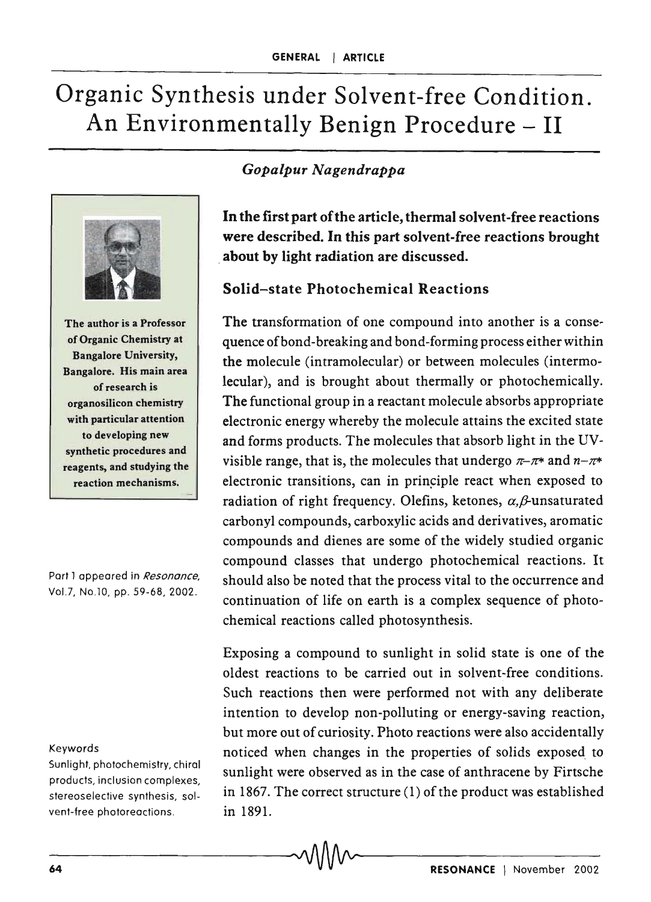# Organic Synthesis under Solvent-free Condition. An Environmentally Benign Procedure – II

*Gopalpur Nagendrappa*

The author is a Professor of Organic Chemistry at Bangalore University, Bangalore. His main area of research is organosilicon chemistry with particular attention to developing new synthetic procedures and reagents, and studying the reaction mechanisms.

Part 1 appeared in *Resonance*, Vol.7, No.10, pp. 59-68, 2002.

**In the first part of the article, thermal solvent-free reactions were described. In this part solvent-free reactions brought about by light radiation are discussed.**

## Solid–state Photochemical Reactions

The transformation of one compound into another is a consequence of bond-breaking and bond-forming process either within the molecule (intramolecular) or between molecules (intermolecular), and is brought about thermally or photochemically. The functional group in a reactant molecule absorbs appropriate electronic energy whereby the molecule attains the excited state and forms products. The molecules that absorb light in the UV-visible range, that is, the molecules that undergo $\pi$–$\pi^*$ and $n$–$\pi^*$ electronic transitions, can in principle react when exposed to radiation of right frequency. Olefins, ketones, $\alpha,\beta$-unsaturated carbonyl compounds, carboxylic acids and derivatives, aromatic compounds and dienes are some of the widely studied organic compound classes that undergo photochemical reactions. It should also be noted that the process vital to the occurrence and continuation of life on earth is a complex sequence of photochemical reactions called photosynthesis.

Exposing a compound to sunlight in solid state is one of the oldest reactions to be carried out in solvent-free conditions. Such reactions then were performed not with any deliberate intention to develop non-polluting or energy-saving reaction, but more out of curiosity. Photo reactions were also accidentally noticed when changes in the properties of solids exposed to sunlight were observed as in the case of anthracene by Firtsche in 1867. The correct structure (1) of the product was established in 1891.

Keywords

Sunlight, photochemistry, chiral products, inclusion complexes, stereoselective synthesis, solvent-free photoreactions.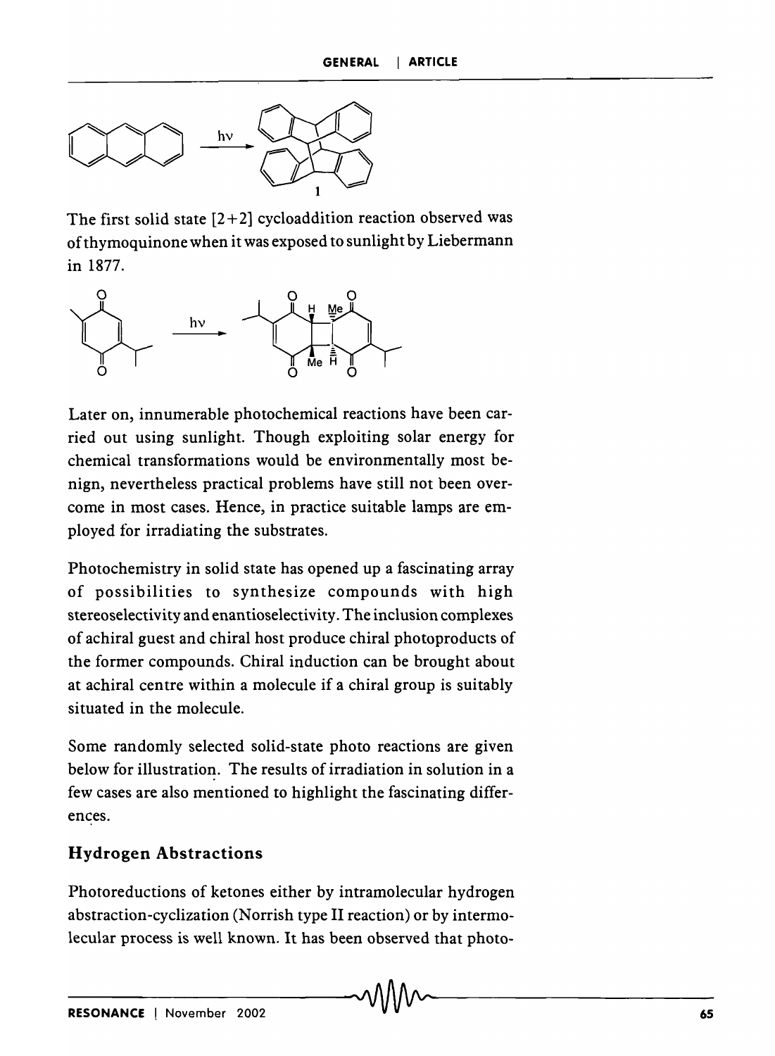The first solid state [2+2] cycloaddition reaction observed was of thymoquinone when it was exposed to sunlight by Liebermann in 1877.

Later on, innumerable photochemical reactions have been carried out using sunlight. Though exploiting solar energy for chemical transformations would be environmentally most benign, nevertheless practical problems have still not been overcome in most cases. Hence, in practice suitable lamps are employed for irradiating the substrates.

Photochemistry in solid state has opened up a fascinating array of possibilities to synthesize compounds with high stereoselectivity and enantioselectivity. The inclusion complexes of achiral guest and chiral host produce chiral photoproducts of the former compounds. Chiral induction can be brought about at achiral centre within a molecule if a chiral group is suitably situated in the molecule.

Some randomly selected solid-state photo reactions are given below for illustration. The results of irradiation in solution in a few cases are also mentioned to highlight the fascinating differences.

## Hydrogen Abstractions

Photoreductions of ketones either by intramolecular hydrogen abstraction-cyclization (Norrish type II reaction) or by intermolecular process is well known. It has been observed that photo-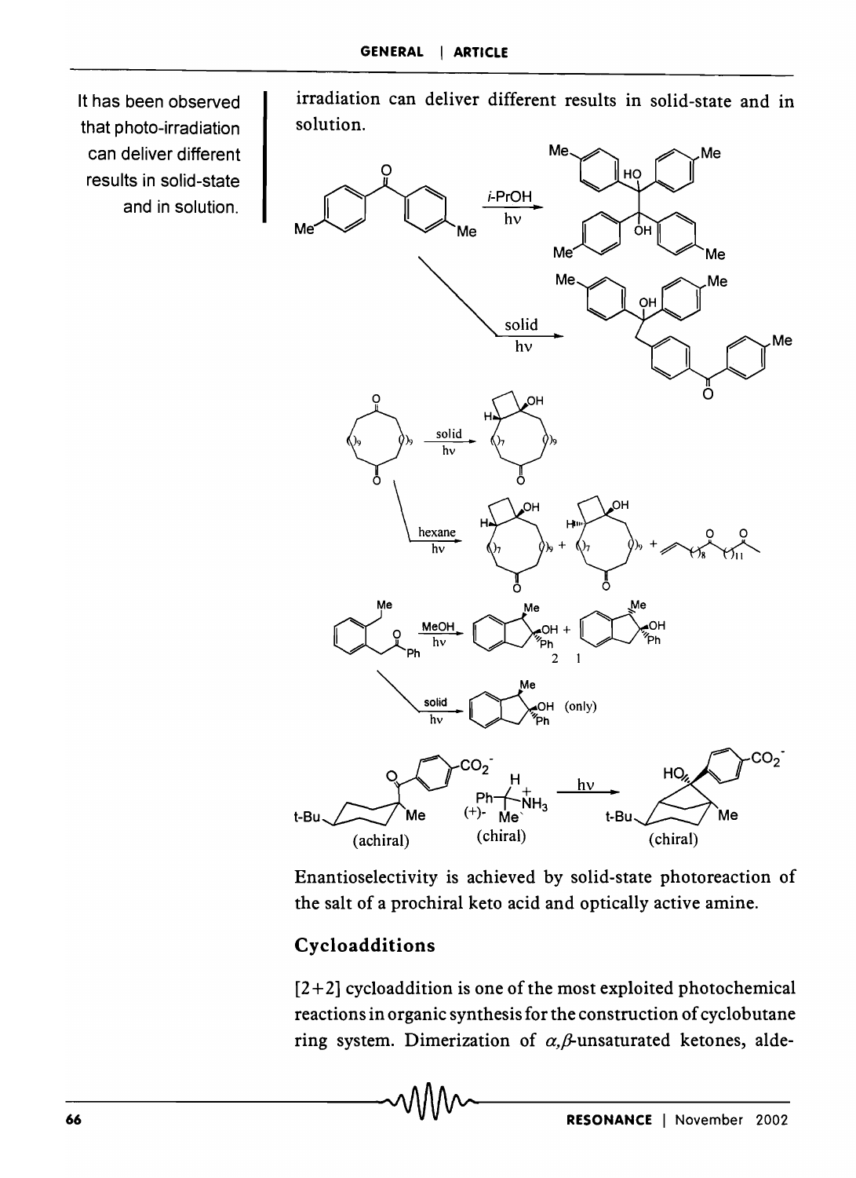It has been observed that photo-irradiation can deliver different results in solid-state and in solution.

irradiation can deliver different results in solid-state and in solution.

Enantioselectivity is achieved by solid-state photoreaction of the salt of a prochiral keto acid and optically active amine.

## Cycloadditions

[2+2] cycloaddition is one of the most exploited photochemical reactions in organic synthesis for the construction of cyclobutane ring system. Dimerization of $\alpha,\beta$-unsaturated ketones, alde-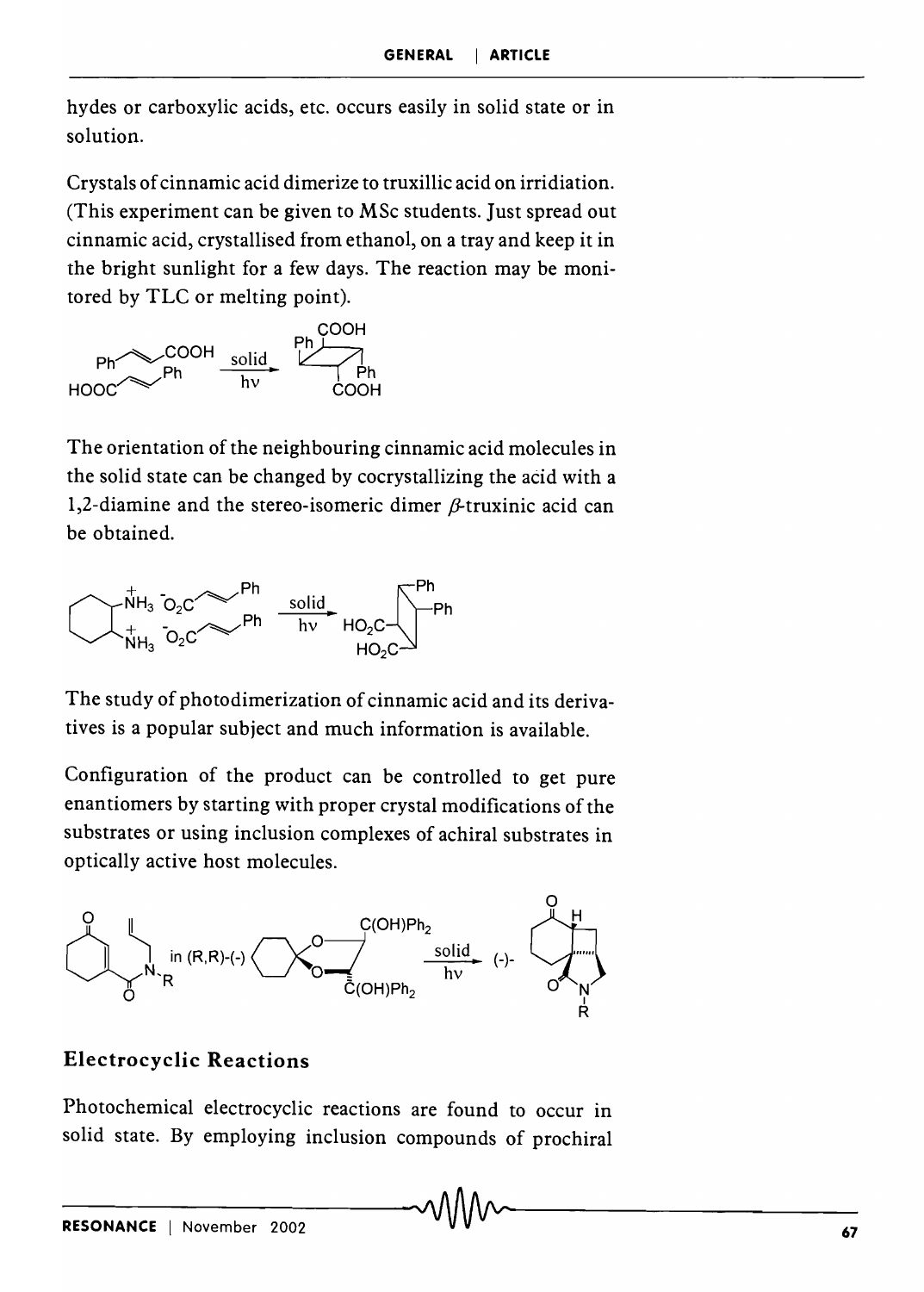hydes or carboxylic acids, etc. occurs easily in solid state or in solution.

Crystals of cinnamic acid dimerize to truxillic acid on irridiation. (This experiment can be given to MSc students. Just spread out cinnamic acid, crystallised from ethanol, on a tray and keep it in the bright sunlight for a few days. The reaction may be monitored by TLC or melting point).

The orientation of the neighbouring cinnamic acid molecules in the solid state can be changed by cocrystallizing the acid with a 1,2-diamine and the stereo-isomeric dimer $\beta$-truxinic acid can be obtained.

The study of photodimerization of cinnamic acid and its derivatives is a popular subject and much information is available.

Configuration of the product can be controlled to get pure enantiomers by starting with proper crystal modifications of the substrates or using inclusion complexes of achiral substrates in optically active host molecules.

## Electrocyclic Reactions

Photochemical electrocyclic reactions are found to occur in solid state. By employing inclusion compounds of prochiral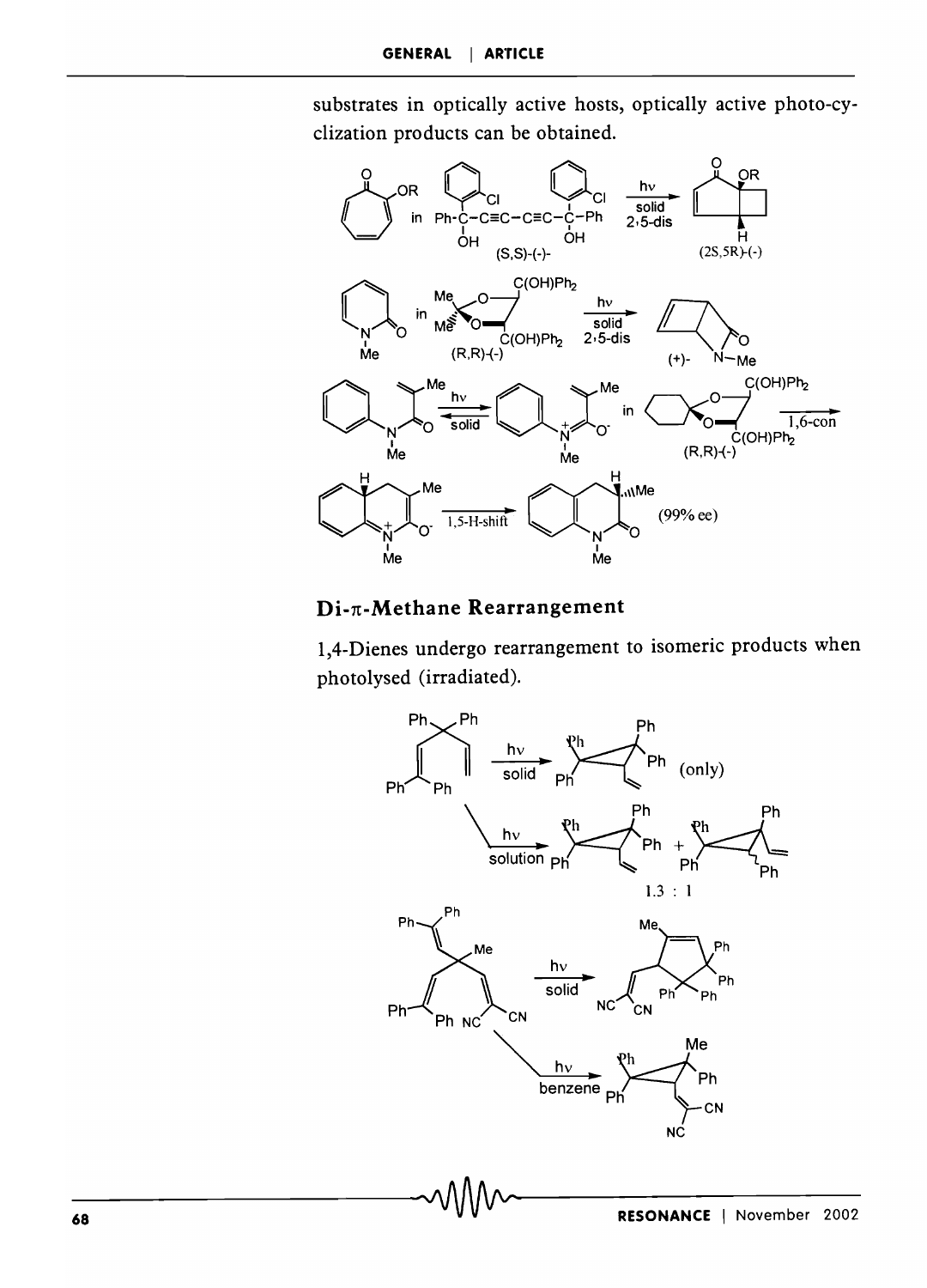substrates in optically active hosts, optically active photo-cyclization products can be obtained.

## Di-π-Methane Rearrangement

1,4-Dienes undergo rearrangement to isomeric products when photolysed (irradiated).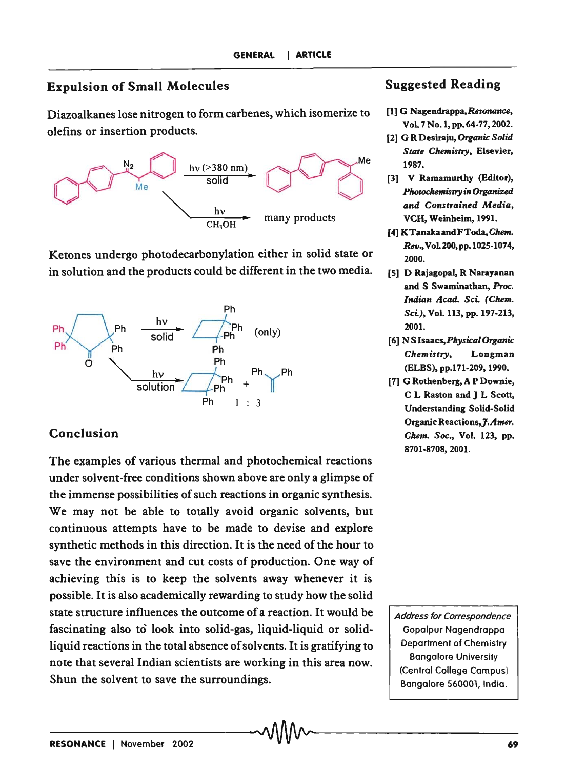## Expulsion of Small Molecules

Diazoalkanes lose nitrogen to form carbenes, which isomerize to olefins or insertion products.

$N_2$

Me

hν (>380 nm)

solid

Me

hν

$CH_3OH$

many products

Ketones undergo photodecarbonylation either in solid state or in solution and the products could be different in the two media.

Ph Ph Ph Ph O

hν solid

Ph Ph Ph Ph (only)

hν solution

Ph Ph Ph Ph + Ph Ph

1 : 3

## Conclusion

The examples of various thermal and photochemical reactions under solvent-free conditions shown above are only a glimpse of the immense possibilities of such reactions in organic synthesis. We may not be able to totally avoid organic solvents, but continuous attempts have to be made to devise and explore synthetic methods in this direction. It is the need of the hour to save the environment and cut costs of production. One way of achieving this is to keep the solvents away whenever it is possible. It is also academically rewarding to study how the solid state structure influences the outcome of a reaction. It would be fascinating also to look into solid-gas, liquid-liquid or solid-liquid reactions in the total absence of solvents. It is gratifying to note that several Indian scientists are working in this area now. Shun the solvent to save the surroundings.

## Suggested Reading

[1] G Nagendrappa, *Resonance*, Vol. 7 No. 1, pp. 64-77, 2002.

[2] G R Desiraju, *Organic Solid State Chemistry*, Elsevier, 1987.

[3] V Ramamurthy (Editor), *Photochemistry in Organized and Constrained Media*, VCH, Weinheim, 1991.

[4] K Tanaka and F Toda, *Chem. Rev.*, Vol. 200, pp. 1025-1074, 2000.

[5] D Rajagopal, R Narayanan and S Swaminathan, *Proc. Indian Acad. Sci. (Chem. Sci.)*, Vol. 113, pp. 197-213, 2001.

[6] N S Isaacs, *Physical Organic Chemistry*, Longman (ELBS), pp.171-209, 1990.

[7] G Rothenberg, A P Downie, C L Raston and J L Scott, Understanding Solid-Solid Organic Reactions, *J. Amer. Chem. Soc.*, Vol. 123, pp. 8701-8708, 2001.

*Address for Correspondence*
Gopalpur Nagendrappa
Department of Chemistry
Bangalore University
(Central College Campus)
Bangalore 560001, India.